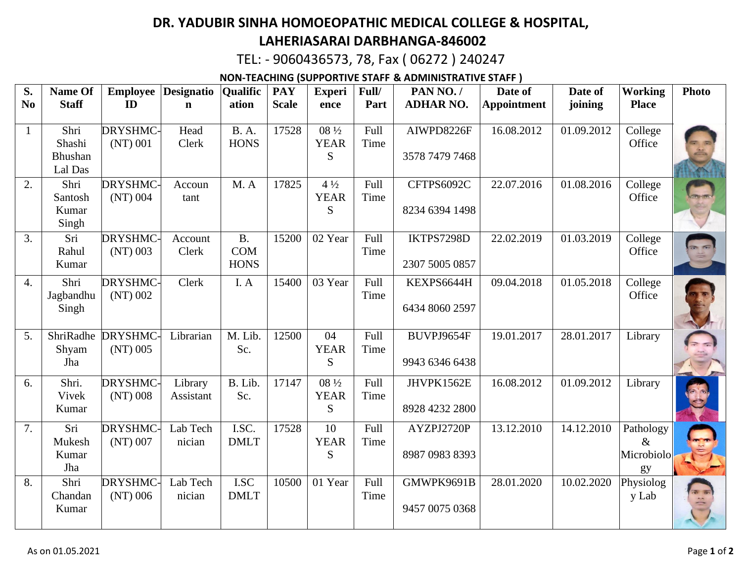# DR. YADUBIR SINHA HOMOEOPATHIC MEDICAL COLLEGE & HOSPITAL, LAHERIASARAI DARBHANGA-846002

TEL: - 9060436573, 78, Fax ( 06272 ) 240247

**NON-TEACHING (SUPPORTIVE STAFF & ADMINISTRATIVE STAFF )**

| S. No | Name Of Staff | Employee ID | Designation | Qualification | PAY Scale | Experience | Full/ Part | PAN NO. / ADHAR NO. | Date of Appointment | Date of joining | Working Place | Photo |
|---|---|---|---|---|---|---|---|---|---|---|---|---|
| 1 | Shri Shashi Bhushan Lal Das | DRYSHMC-(NT) 001 | Head Clerk | B. A. HONS | 17528 | 08 ½ YEARS | Full Time | AIWPD8226F 3578 7479 7468 | 16.08.2012 | 01.09.2012 | College Office | |
| 2. | Shri Santosh Kumar Singh | DRYSHMC-(NT) 004 | Accountant | M. A | 17825 | 4 ½ YEARS | Full Time | CFTPS6092C 8234 6394 1498 | 22.07.2016 | 01.08.2016 | College Office | |
| 3. | Sri Rahul Kumar | DRYSHMC-(NT) 003 | Account Clerk | B. COM HONS | 15200 | 02 Year | Full Time | IKTPS7298D 2307 5005 0857 | 22.02.2019 | 01.03.2019 | College Office | |
| 4. | Shri Jagbandhu Singh | DRYSHMC-(NT) 002 | Clerk | I. A | 15400 | 03 Year | Full Time | KEXPS6644H 6434 8060 2597 | 09.04.2018 | 01.05.2018 | College Office | |
| 5. | ShriRadhe Shyam Jha | DRYSHMC-(NT) 005 | Librarian | M. Lib. Sc. | 12500 | 04 YEARS | Full Time | BUVPJ9654F 9943 6346 6438 | 19.01.2017 | 28.01.2017 | Library | |
| 6. | Shri. Vivek Kumar | DRYSHMC-(NT) 008 | Library Assistant | B. Lib. Sc. | 17147 | 08 ½ YEARS | Full Time | JHVPK1562E 8928 4232 2800 | 16.08.2012 | 01.09.2012 | Library | |
| 7. | Sri Mukesh Kumar Jha | DRYSHMC-(NT) 007 | Lab Technician | I.SC. DMLT | 17528 | 10 YEARS | Full Time | AYZPJ2720P 8987 0983 8393 | 13.12.2010 | 14.12.2010 | Pathology & Microbiology | |
| 8. | Shri Chandan Kumar | DRYSHMC-(NT) 006 | Lab Technician | I.SC DMLT | 10500 | 01 Year | Full Time | GMWPK9691B 9457 0075 0368 | 28.01.2020 | 10.02.2020 | Physiology Lab | |

As on 01.05.2021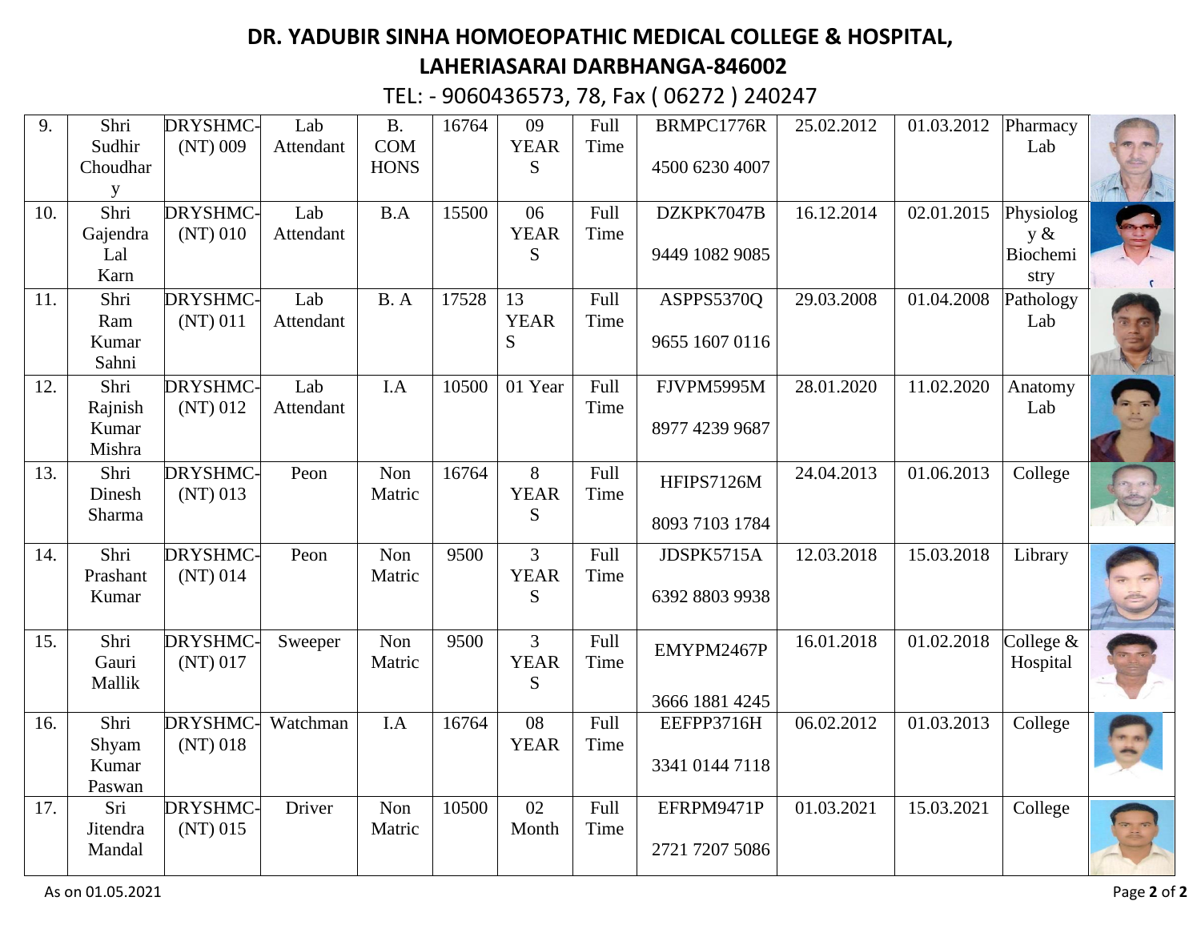# DR. YADUBIR SINHA HOMOEOPATHIC MEDICAL COLLEGE & HOSPITAL, LAHERIASARAI DARBHANGA-846002

TEL: - 9060436573, 78, Fax ( 06272 ) 240247

| | | | | | | | | | | | | |
|---|---|---|---|---|---|---|---|---|---|---|---|---|
| 9. | Shri Sudhir Choudhary | DRYSHMC-(NT) 009 | Lab Attendant | B. COM HONS | 16764 | 09 YEARS | Full Time | BRMPC1776R 4500 6230 4007 | 25.02.2012 | 01.03.2012 | Pharmacy Lab | |
| 10. | Shri Gajendra Lal Karn | DRYSHMC-(NT) 010 | Lab Attendant | B.A | 15500 | 06 YEARS | Full Time | DZKPK7047B 9449 1082 9085 | 16.12.2014 | 02.01.2015 | Physiology & Biochemistry | |
| 11. | Shri Ram Kumar Sahni | DRYSHMC-(NT) 011 | Lab Attendant | B. A | 17528 | 13 YEARS | Full Time | ASPPS5370Q 9655 1607 0116 | 29.03.2008 | 01.04.2008 | Pathology Lab | |
| 12. | Shri Rajnish Kumar Mishra | DRYSHMC-(NT) 012 | Lab Attendant | I.A | 10500 | 01 Year | Full Time | FJVPM5995M 8977 4239 9687 | 28.01.2020 | 11.02.2020 | Anatomy Lab | |
| 13. | Shri Dinesh Sharma | DRYSHMC-(NT) 013 | Peon | Non Matric | 16764 | 8 YEARS | Full Time | HFIPS7126M 8093 7103 1784 | 24.04.2013 | 01.06.2013 | College | |
| 14. | Shri Prashant Kumar | DRYSHMC-(NT) 014 | Peon | Non Matric | 9500 | 3 YEARS | Full Time | JDSPK5715A 6392 8803 9938 | 12.03.2018 | 15.03.2018 | Library | |
| 15. | Shri Gauri Mallik | DRYSHMC-(NT) 017 | Sweeper | Non Matric | 9500 | 3 YEARS | Full Time | EMYPM2467P 3666 1881 4245 | 16.01.2018 | 01.02.2018 | College & Hospital | |
| 16. | Shri Shyam Kumar Paswan | DRYSHMC-(NT) 018 | Watchman | I.A | 16764 | 08 YEAR | Full Time | EEFPP3716H 3341 0144 7118 | 06.02.2012 | 01.03.2013 | College | |
| 17. | Sri Jitendra Mandal | DRYSHMC-(NT) 015 | Driver | Non Matric | 10500 | 02 Month | Full Time | EFRPM9471P 2721 7207 5086 | 01.03.2021 | 15.03.2021 | College | |

As on 01.05.2021